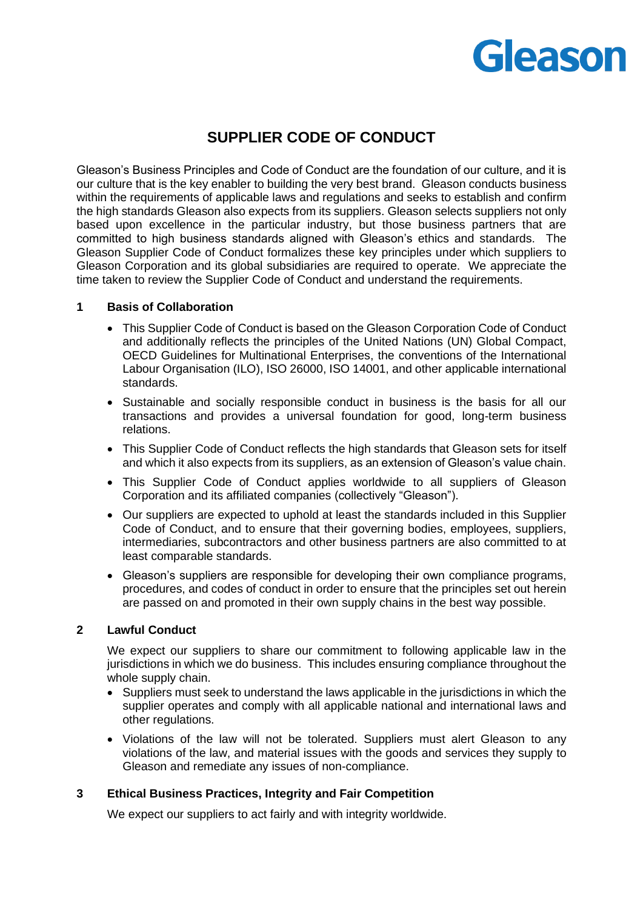Gleason

# SUPPLIER CODE OF CONDUCT

Gleason's Business Principles and Code of Conduct are the foundation of our culture, and it is our culture that is the key enabler to building the very best brand. Gleason conducts business within the requirements of applicable laws and regulations and seeks to establish and confirm the high standards Gleason also expects from its suppliers. Gleason selects suppliers not only based upon excellence in the particular industry, but those business partners that are committed to high business standards aligned with Gleason's ethics and standards. The Gleason Supplier Code of Conduct formalizes these key principles under which suppliers to Gleason Corporation and its global subsidiaries are required to operate. We appreciate the time taken to review the Supplier Code of Conduct and understand the requirements.

## 1 Basis of Collaboration

- This Supplier Code of Conduct is based on the Gleason Corporation Code of Conduct and additionally reflects the principles of the United Nations (UN) Global Compact, OECD Guidelines for Multinational Enterprises, the conventions of the International Labour Organisation (ILO), ISO 26000, ISO 14001, and other applicable international standards.
- Sustainable and socially responsible conduct in business is the basis for all our transactions and provides a universal foundation for good, long-term business relations.
- This Supplier Code of Conduct reflects the high standards that Gleason sets for itself and which it also expects from its suppliers, as an extension of Gleason's value chain.
- This Supplier Code of Conduct applies worldwide to all suppliers of Gleason Corporation and its affiliated companies (collectively "Gleason").
- Our suppliers are expected to uphold at least the standards included in this Supplier Code of Conduct, and to ensure that their governing bodies, employees, suppliers, intermediaries, subcontractors and other business partners are also committed to at least comparable standards.
- Gleason's suppliers are responsible for developing their own compliance programs, procedures, and codes of conduct in order to ensure that the principles set out herein are passed on and promoted in their own supply chains in the best way possible.

## 2 Lawful Conduct

We expect our suppliers to share our commitment to following applicable law in the jurisdictions in which we do business. This includes ensuring compliance throughout the whole supply chain.

- Suppliers must seek to understand the laws applicable in the jurisdictions in which the supplier operates and comply with all applicable national and international laws and other regulations.
- Violations of the law will not be tolerated. Suppliers must alert Gleason to any violations of the law, and material issues with the goods and services they supply to Gleason and remediate any issues of non-compliance.

## 3 Ethical Business Practices, Integrity and Fair Competition

We expect our suppliers to act fairly and with integrity worldwide.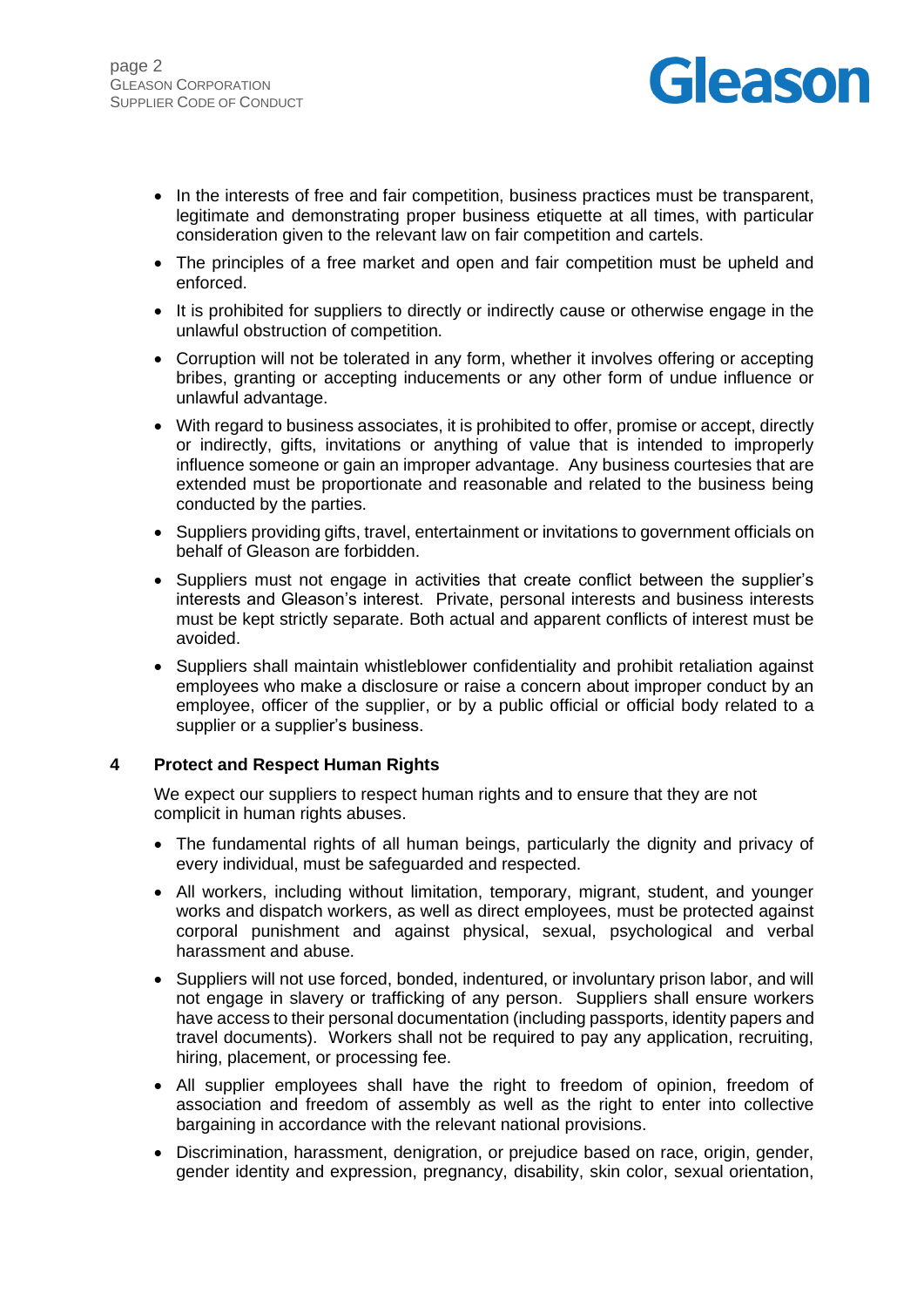- In the interests of free and fair competition, business practices must be transparent, legitimate and demonstrating proper business etiquette at all times, with particular consideration given to the relevant law on fair competition and cartels.
- The principles of a free market and open and fair competition must be upheld and enforced.
- It is prohibited for suppliers to directly or indirectly cause or otherwise engage in the unlawful obstruction of competition.
- Corruption will not be tolerated in any form, whether it involves offering or accepting bribes, granting or accepting inducements or any other form of undue influence or unlawful advantage.
- With regard to business associates, it is prohibited to offer, promise or accept, directly or indirectly, gifts, invitations or anything of value that is intended to improperly influence someone or gain an improper advantage. Any business courtesies that are extended must be proportionate and reasonable and related to the business being conducted by the parties.
- Suppliers providing gifts, travel, entertainment or invitations to government officials on behalf of Gleason are forbidden.
- Suppliers must not engage in activities that create conflict between the supplier's interests and Gleason's interest. Private, personal interests and business interests must be kept strictly separate. Both actual and apparent conflicts of interest must be avoided.
- Suppliers shall maintain whistleblower confidentiality and prohibit retaliation against employees who make a disclosure or raise a concern about improper conduct by an employee, officer of the supplier, or by a public official or official body related to a supplier or a supplier's business.

## 4 Protect and Respect Human Rights

We expect our suppliers to respect human rights and to ensure that they are not complicit in human rights abuses.

- The fundamental rights of all human beings, particularly the dignity and privacy of every individual, must be safeguarded and respected.
- All workers, including without limitation, temporary, migrant, student, and younger works and dispatch workers, as well as direct employees, must be protected against corporal punishment and against physical, sexual, psychological and verbal harassment and abuse.
- Suppliers will not use forced, bonded, indentured, or involuntary prison labor, and will not engage in slavery or trafficking of any person. Suppliers shall ensure workers have access to their personal documentation (including passports, identity papers and travel documents). Workers shall not be required to pay any application, recruiting, hiring, placement, or processing fee.
- All supplier employees shall have the right to freedom of opinion, freedom of association and freedom of assembly as well as the right to enter into collective bargaining in accordance with the relevant national provisions.
- Discrimination, harassment, denigration, or prejudice based on race, origin, gender, gender identity and expression, pregnancy, disability, skin color, sexual orientation,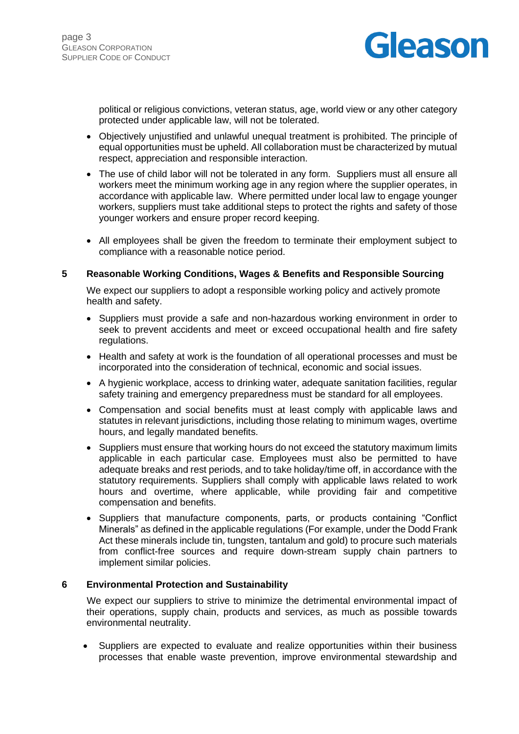political or religious convictions, veteran status, age, world view or any other category protected under applicable law, will not be tolerated.

- Objectively unjustified and unlawful unequal treatment is prohibited. The principle of equal opportunities must be upheld. All collaboration must be characterized by mutual respect, appreciation and responsible interaction.
- The use of child labor will not be tolerated in any form. Suppliers must all ensure all workers meet the minimum working age in any region where the supplier operates, in accordance with applicable law. Where permitted under local law to engage younger workers, suppliers must take additional steps to protect the rights and safety of those younger workers and ensure proper record keeping.
- All employees shall be given the freedom to terminate their employment subject to compliance with a reasonable notice period.

## 5 Reasonable Working Conditions, Wages & Benefits and Responsible Sourcing

We expect our suppliers to adopt a responsible working policy and actively promote health and safety.

- Suppliers must provide a safe and non-hazardous working environment in order to seek to prevent accidents and meet or exceed occupational health and fire safety regulations.
- Health and safety at work is the foundation of all operational processes and must be incorporated into the consideration of technical, economic and social issues.
- A hygienic workplace, access to drinking water, adequate sanitation facilities, regular safety training and emergency preparedness must be standard for all employees.
- Compensation and social benefits must at least comply with applicable laws and statutes in relevant jurisdictions, including those relating to minimum wages, overtime hours, and legally mandated benefits.
- Suppliers must ensure that working hours do not exceed the statutory maximum limits applicable in each particular case. Employees must also be permitted to have adequate breaks and rest periods, and to take holiday/time off, in accordance with the statutory requirements. Suppliers shall comply with applicable laws related to work hours and overtime, where applicable, while providing fair and competitive compensation and benefits.
- Suppliers that manufacture components, parts, or products containing "Conflict Minerals" as defined in the applicable regulations (For example, under the Dodd Frank Act these minerals include tin, tungsten, tantalum and gold) to procure such materials from conflict-free sources and require down-stream supply chain partners to implement similar policies.

## 6 Environmental Protection and Sustainability

We expect our suppliers to strive to minimize the detrimental environmental impact of their operations, supply chain, products and services, as much as possible towards environmental neutrality.

- Suppliers are expected to evaluate and realize opportunities within their business processes that enable waste prevention, improve environmental stewardship and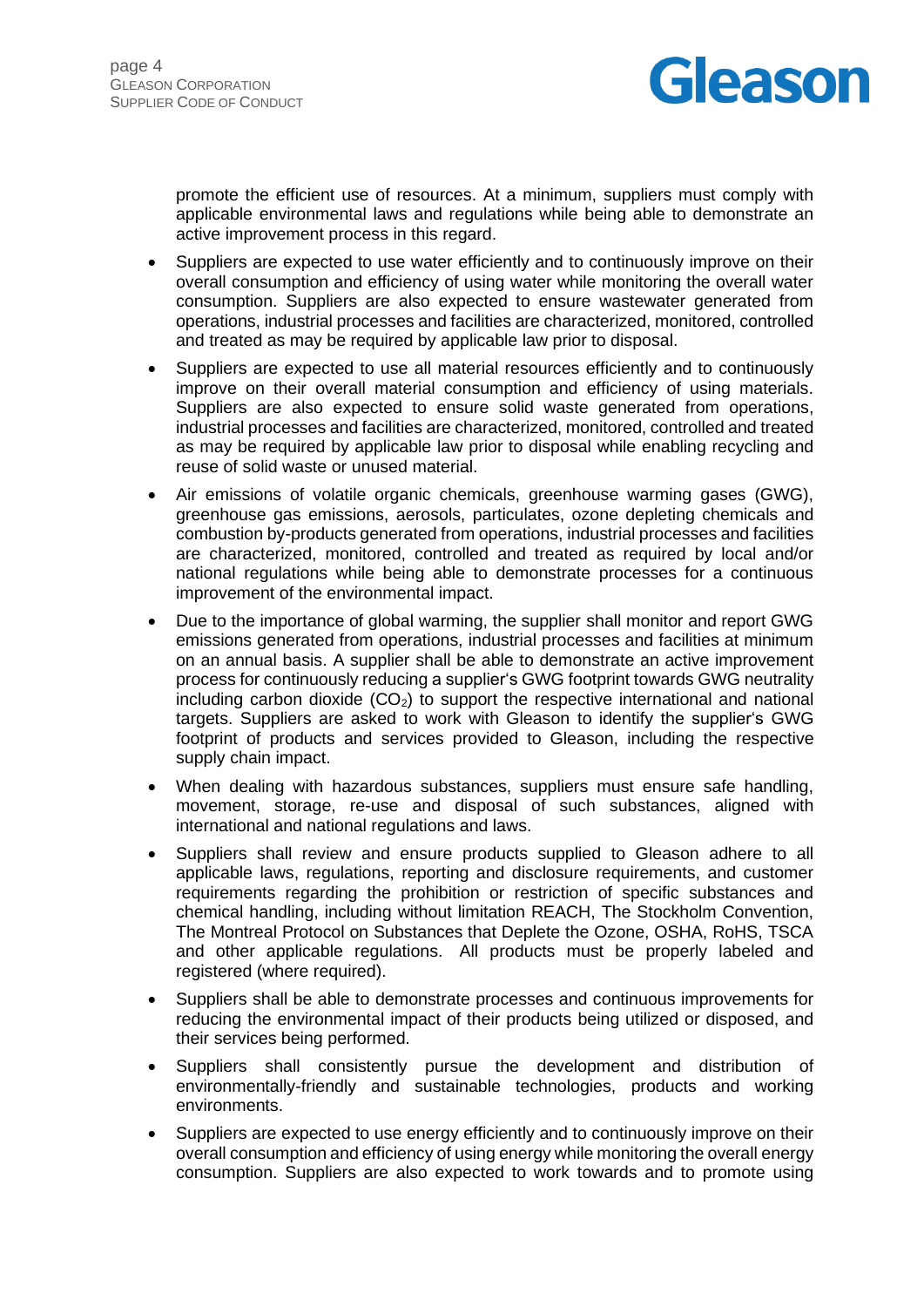promote the efficient use of resources. At a minimum, suppliers must comply with applicable environmental laws and regulations while being able to demonstrate an active improvement process in this regard.

- Suppliers are expected to use water efficiently and to continuously improve on their overall consumption and efficiency of using water while monitoring the overall water consumption. Suppliers are also expected to ensure wastewater generated from operations, industrial processes and facilities are characterized, monitored, controlled and treated as may be required by applicable law prior to disposal.
- Suppliers are expected to use all material resources efficiently and to continuously improve on their overall material consumption and efficiency of using materials. Suppliers are also expected to ensure solid waste generated from operations, industrial processes and facilities are characterized, monitored, controlled and treated as may be required by applicable law prior to disposal while enabling recycling and reuse of solid waste or unused material.
- Air emissions of volatile organic chemicals, greenhouse warming gases (GWG), greenhouse gas emissions, aerosols, particulates, ozone depleting chemicals and combustion by-products generated from operations, industrial processes and facilities are characterized, monitored, controlled and treated as required by local and/or national regulations while being able to demonstrate processes for a continuous improvement of the environmental impact.
- Due to the importance of global warming, the supplier shall monitor and report GWG emissions generated from operations, industrial processes and facilities at minimum on an annual basis. A supplier shall be able to demonstrate an active improvement process for continuously reducing a supplier's GWG footprint towards GWG neutrality including carbon dioxide ($CO_2$) to support the respective international and national targets. Suppliers are asked to work with Gleason to identify the supplier's GWG footprint of products and services provided to Gleason, including the respective supply chain impact.
- When dealing with hazardous substances, suppliers must ensure safe handling, movement, storage, re-use and disposal of such substances, aligned with international and national regulations and laws.
- Suppliers shall review and ensure products supplied to Gleason adhere to all applicable laws, regulations, reporting and disclosure requirements, and customer requirements regarding the prohibition or restriction of specific substances and chemical handling, including without limitation REACH, The Stockholm Convention, The Montreal Protocol on Substances that Deplete the Ozone, OSHA, RoHS, TSCA and other applicable regulations. All products must be properly labeled and registered (where required).
- Suppliers shall be able to demonstrate processes and continuous improvements for reducing the environmental impact of their products being utilized or disposed, and their services being performed.
- Suppliers shall consistently pursue the development and distribution of environmentally-friendly and sustainable technologies, products and working environments.
- Suppliers are expected to use energy efficiently and to continuously improve on their overall consumption and efficiency of using energy while monitoring the overall energy consumption. Suppliers are also expected to work towards and to promote using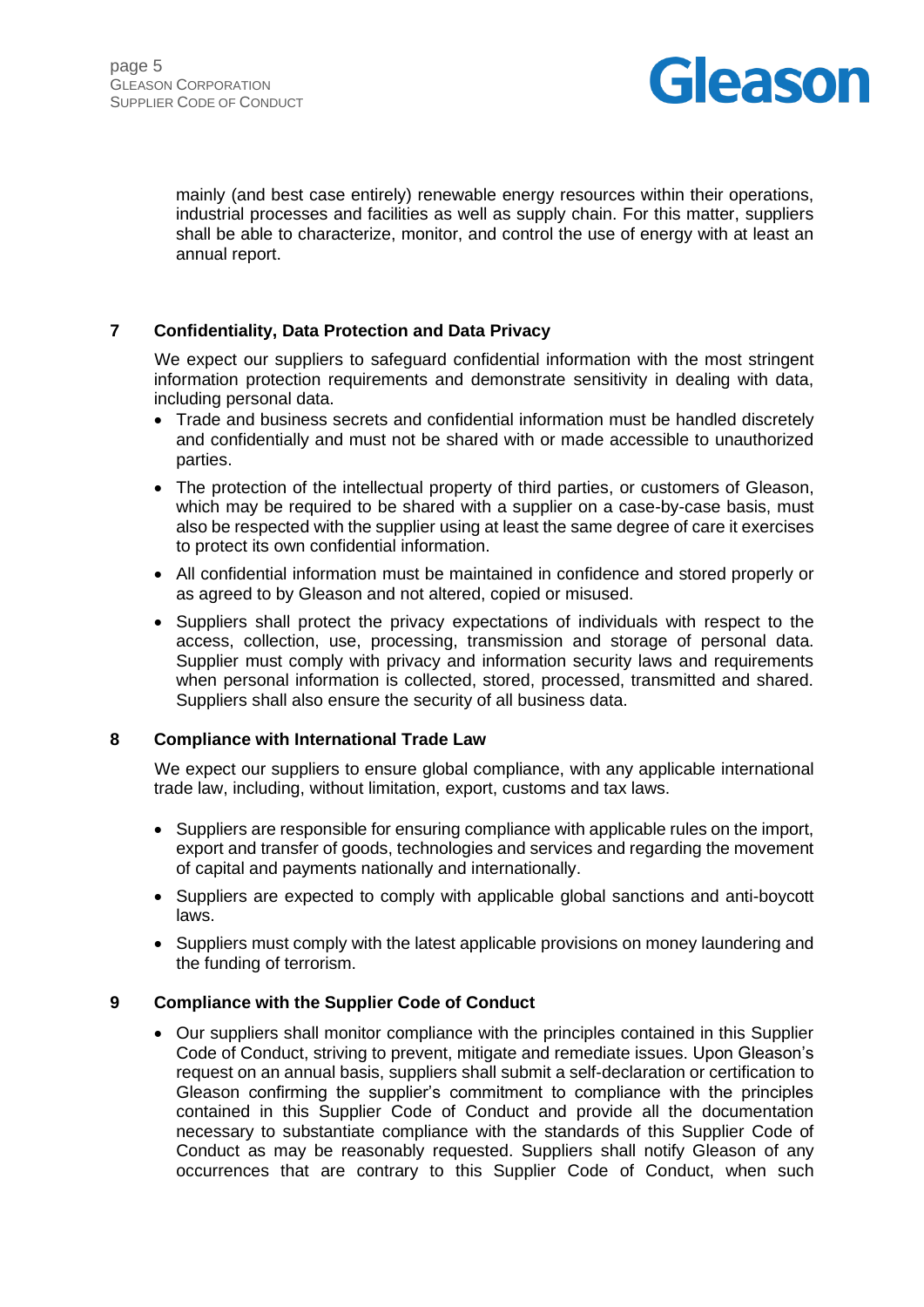mainly (and best case entirely) renewable energy resources within their operations, industrial processes and facilities as well as supply chain. For this matter, suppliers shall be able to characterize, monitor, and control the use of energy with at least an annual report.

## 7 Confidentiality, Data Protection and Data Privacy

We expect our suppliers to safeguard confidential information with the most stringent information protection requirements and demonstrate sensitivity in dealing with data, including personal data.

- Trade and business secrets and confidential information must be handled discretely and confidentially and must not be shared with or made accessible to unauthorized parties.
- The protection of the intellectual property of third parties, or customers of Gleason, which may be required to be shared with a supplier on a case-by-case basis, must also be respected with the supplier using at least the same degree of care it exercises to protect its own confidential information.
- All confidential information must be maintained in confidence and stored properly or as agreed to by Gleason and not altered, copied or misused.
- Suppliers shall protect the privacy expectations of individuals with respect to the access, collection, use, processing, transmission and storage of personal data. Supplier must comply with privacy and information security laws and requirements when personal information is collected, stored, processed, transmitted and shared. Suppliers shall also ensure the security of all business data.

## 8 Compliance with International Trade Law

We expect our suppliers to ensure global compliance, with any applicable international trade law, including, without limitation, export, customs and tax laws.

- Suppliers are responsible for ensuring compliance with applicable rules on the import, export and transfer of goods, technologies and services and regarding the movement of capital and payments nationally and internationally.
- Suppliers are expected to comply with applicable global sanctions and anti-boycott laws.
- Suppliers must comply with the latest applicable provisions on money laundering and the funding of terrorism.

## 9 Compliance with the Supplier Code of Conduct

- Our suppliers shall monitor compliance with the principles contained in this Supplier Code of Conduct, striving to prevent, mitigate and remediate issues. Upon Gleason's request on an annual basis, suppliers shall submit a self-declaration or certification to Gleason confirming the supplier's commitment to compliance with the principles contained in this Supplier Code of Conduct and provide all the documentation necessary to substantiate compliance with the standards of this Supplier Code of Conduct as may be reasonably requested. Suppliers shall notify Gleason of any occurrences that are contrary to this Supplier Code of Conduct, when such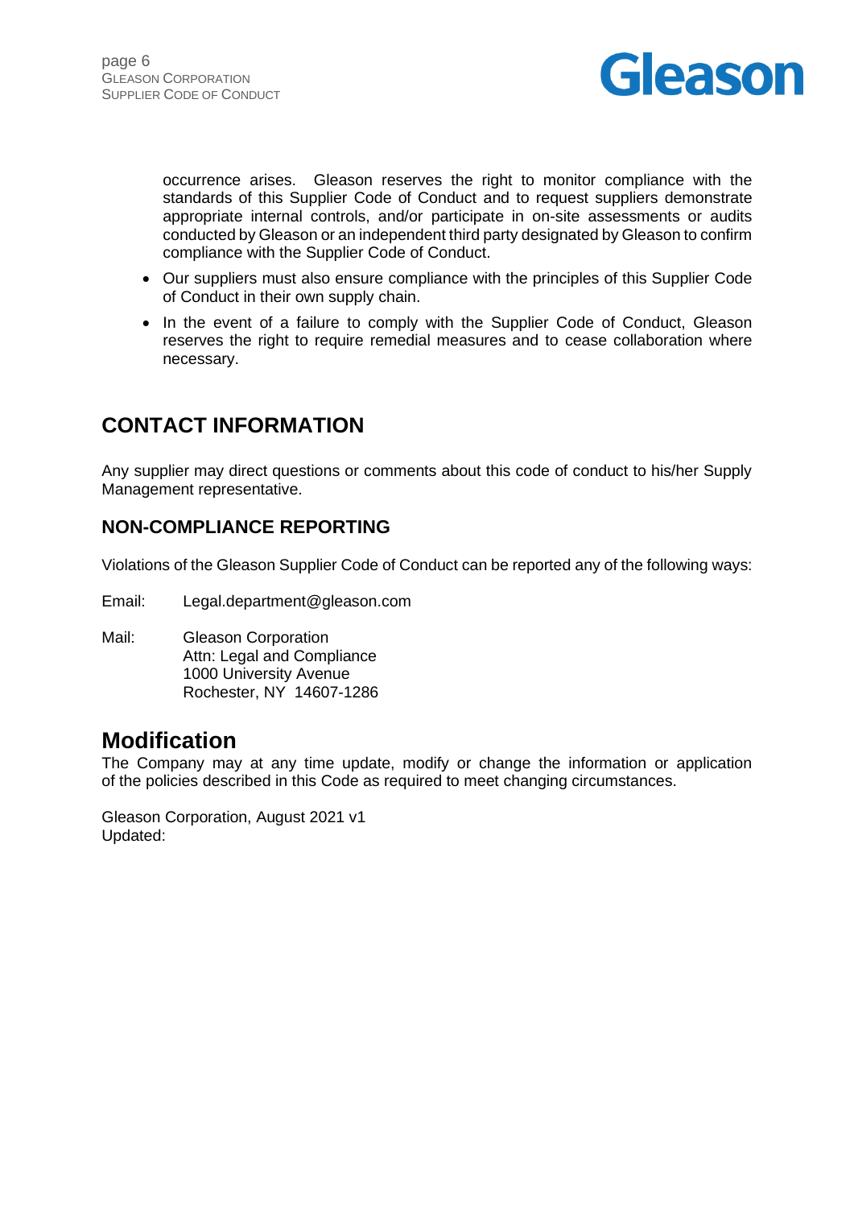occurrence arises. Gleason reserves the right to monitor compliance with the standards of this Supplier Code of Conduct and to request suppliers demonstrate appropriate internal controls, and/or participate in on-site assessments or audits conducted by Gleason or an independent third party designated by Gleason to confirm compliance with the Supplier Code of Conduct.

- Our suppliers must also ensure compliance with the principles of this Supplier Code of Conduct in their own supply chain.
- In the event of a failure to comply with the Supplier Code of Conduct, Gleason reserves the right to require remedial measures and to cease collaboration where necessary.

## CONTACT INFORMATION

Any supplier may direct questions or comments about this code of conduct to his/her Supply Management representative.

### NON-COMPLIANCE REPORTING

Violations of the Gleason Supplier Code of Conduct can be reported any of the following ways:

Email: Legal.department@gleason.com

Mail: Gleason Corporation  
Attn: Legal and Compliance  
1000 University Avenue  
Rochester, NY 14607-1286

## Modification

The Company may at any time update, modify or change the information or application of the policies described in this Code as required to meet changing circumstances.

Gleason Corporation, August 2021 v1  
Updated: